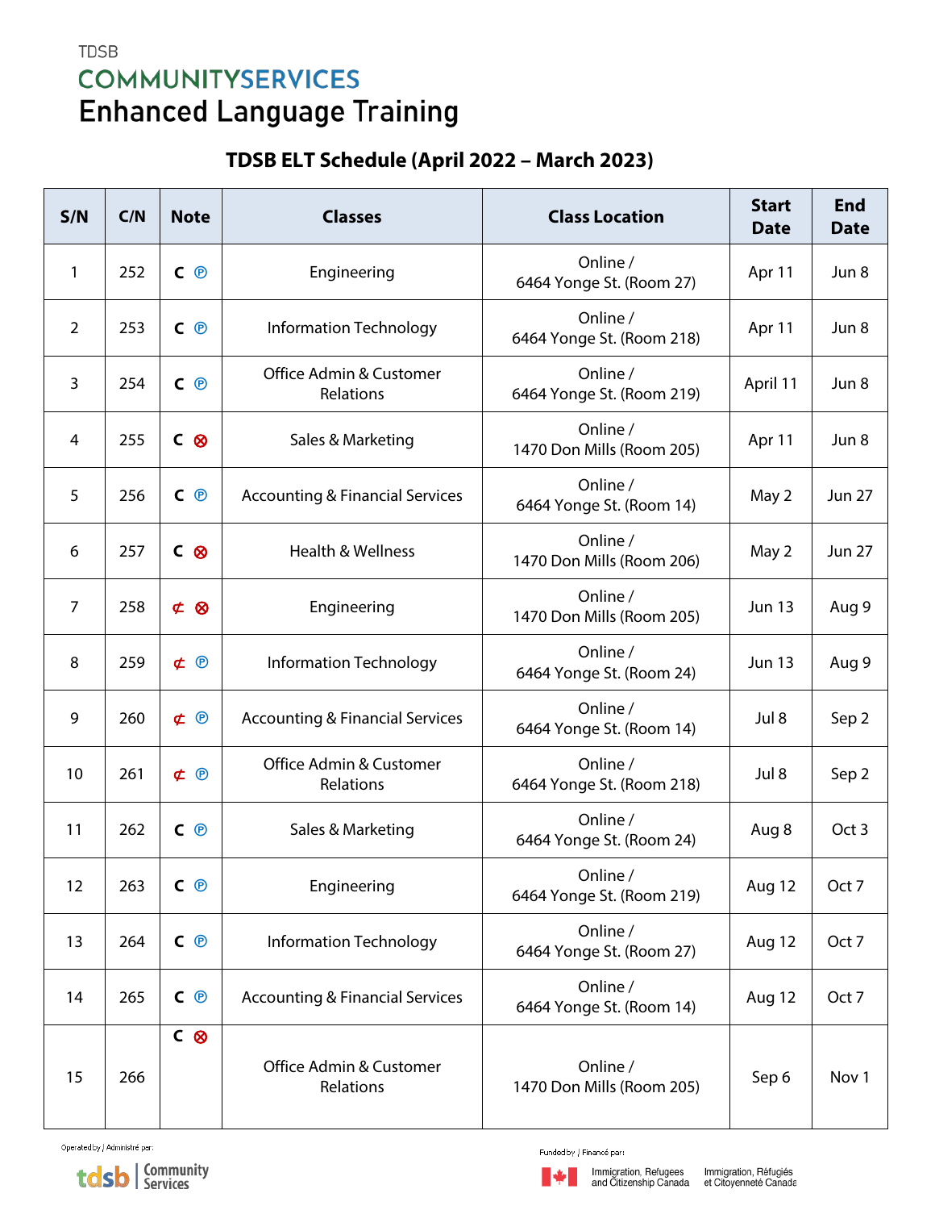TDSB

COMMUNITYSERVICES

# Enhanced Language Training

## TDSB ELT Schedule (April 2022 – March 2023)

| S/N | C/N | Note | Classes | Class Location | Start Date | End Date |
|---|---|---|---|---|---|---|
| 1 | 252 | C Ⓟ | Engineering | Online / 6464 Yonge St. (Room 27) | Apr 11 | Jun 8 |
| 2 | 253 | C Ⓟ | Information Technology | Online / 6464 Yonge St. (Room 218) | Apr 11 | Jun 8 |
| 3 | 254 | C Ⓟ | Office Admin & Customer Relations | Online / 6464 Yonge St. (Room 219) | April 11 | Jun 8 |
| 4 | 255 | C ⊗ | Sales & Marketing | Online / 1470 Don Mills (Room 205) | Apr 11 | Jun 8 |
| 5 | 256 | C Ⓟ | Accounting & Financial Services | Online / 6464 Yonge St. (Room 14) | May 2 | Jun 27 |
| 6 | 257 | C ⊗ | Health & Wellness | Online / 1470 Don Mills (Room 206) | May 2 | Jun 27 |
| 7 | 258 | ⊄ ⊗ | Engineering | Online / 1470 Don Mills (Room 205) | Jun 13 | Aug 9 |
| 8 | 259 | ⊄ Ⓟ | Information Technology | Online / 6464 Yonge St. (Room 24) | Jun 13 | Aug 9 |
| 9 | 260 | ⊄ Ⓟ | Accounting & Financial Services | Online / 6464 Yonge St. (Room 14) | Jul 8 | Sep 2 |
| 10 | 261 | ⊄ Ⓟ | Office Admin & Customer Relations | Online / 6464 Yonge St. (Room 218) | Jul 8 | Sep 2 |
| 11 | 262 | C Ⓟ | Sales & Marketing | Online / 6464 Yonge St. (Room 24) | Aug 8 | Oct 3 |
| 12 | 263 | C Ⓟ | Engineering | Online / 6464 Yonge St. (Room 219) | Aug 12 | Oct 7 |
| 13 | 264 | C Ⓟ | Information Technology | Online / 6464 Yonge St. (Room 27) | Aug 12 | Oct 7 |
| 14 | 265 | C Ⓟ | Accounting & Financial Services | Online / 6464 Yonge St. (Room 14) | Aug 12 | Oct 7 |
| 15 | 266 | C ⊗ | Office Admin & Customer Relations | Online / 1470 Don Mills (Room 205) | Sep 6 | Nov 1 |

Operated by | Administré par: tdsb | Community Services

Funded by | Financé par: Immigration, Refugees and Citizenship Canada | Immigration, Réfugiés et Citoyenneté Canada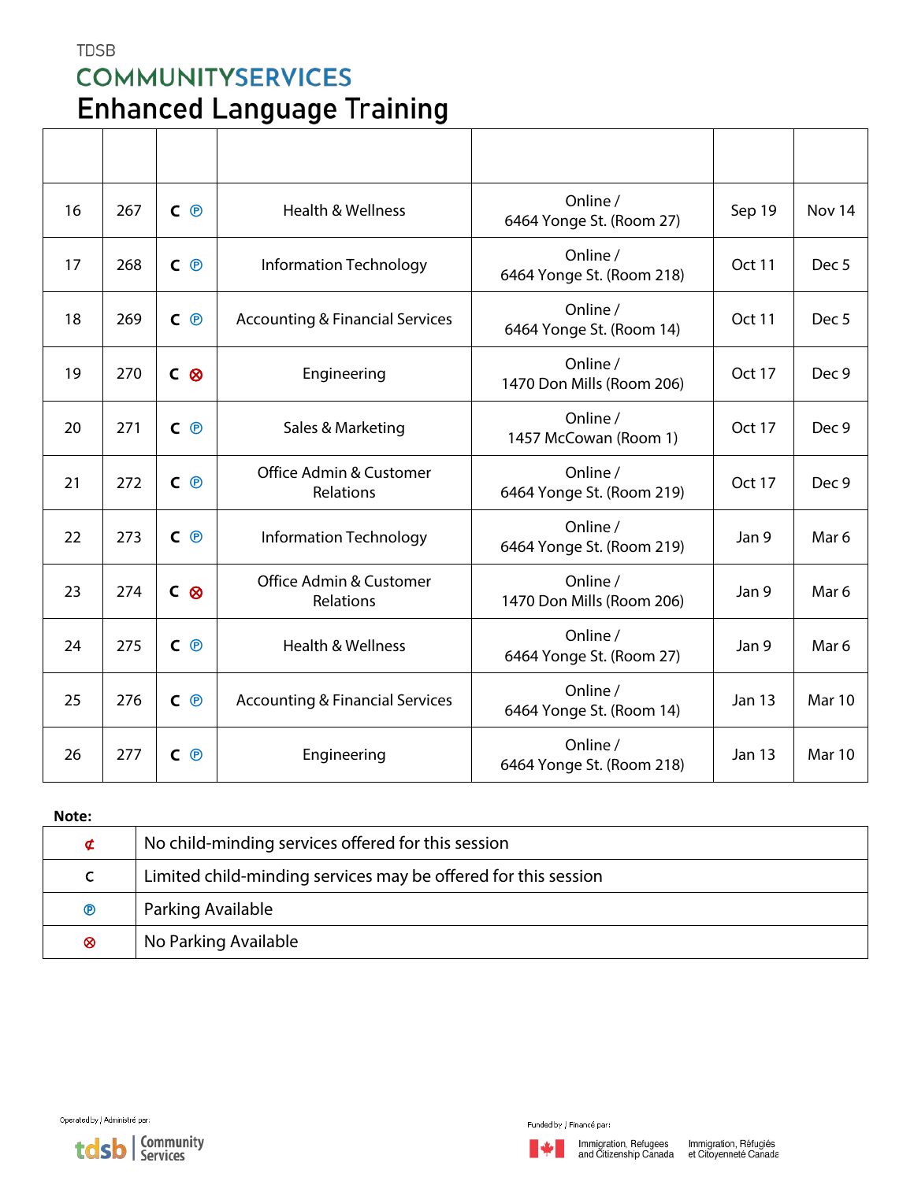TDSB
COMMUNITYSERVICES

# Enhanced Language Training

| | | | | | | |
|---|---|---|---|---|---|---|
| 16 | 267 | C ℗ | Health & Wellness | Online / 6464 Yonge St. (Room 27) | Sep 19 | Nov 14 |
| 17 | 268 | C ℗ | Information Technology | Online / 6464 Yonge St. (Room 218) | Oct 11 | Dec 5 |
| 18 | 269 | C ℗ | Accounting & Financial Services | Online / 6464 Yonge St. (Room 14) | Oct 11 | Dec 5 |
| 19 | 270 | C ⊗ | Engineering | Online / 1470 Don Mills (Room 206) | Oct 17 | Dec 9 |
| 20 | 271 | C ℗ | Sales & Marketing | Online / 1457 McCowan (Room 1) | Oct 17 | Dec 9 |
| 21 | 272 | C ℗ | Office Admin & Customer Relations | Online / 6464 Yonge St. (Room 219) | Oct 17 | Dec 9 |
| 22 | 273 | C ℗ | Information Technology | Online / 6464 Yonge St. (Room 219) | Jan 9 | Mar 6 |
| 23 | 274 | C ⊗ | Office Admin & Customer Relations | Online / 1470 Don Mills (Room 206) | Jan 9 | Mar 6 |
| 24 | 275 | C ℗ | Health & Wellness | Online / 6464 Yonge St. (Room 27) | Jan 9 | Mar 6 |
| 25 | 276 | C ℗ | Accounting & Financial Services | Online / 6464 Yonge St. (Room 14) | Jan 13 | Mar 10 |
| 26 | 277 | C ℗ | Engineering | Online / 6464 Yonge St. (Room 218) | Jan 13 | Mar 10 |

**Note:**

| | |
|---|---|
| ¢ | No child-minding services offered for this session |
| C | Limited child-minding services may be offered for this session |
| ℗ | Parking Available |
| ⊗ | No Parking Available |

Operated by | Administré par:
tdsb | Community Services

Funded by | Financé par:
Immigration, Refugees and Citizenship Canada
Immigration, Réfugiés et Citoyenneté Canada